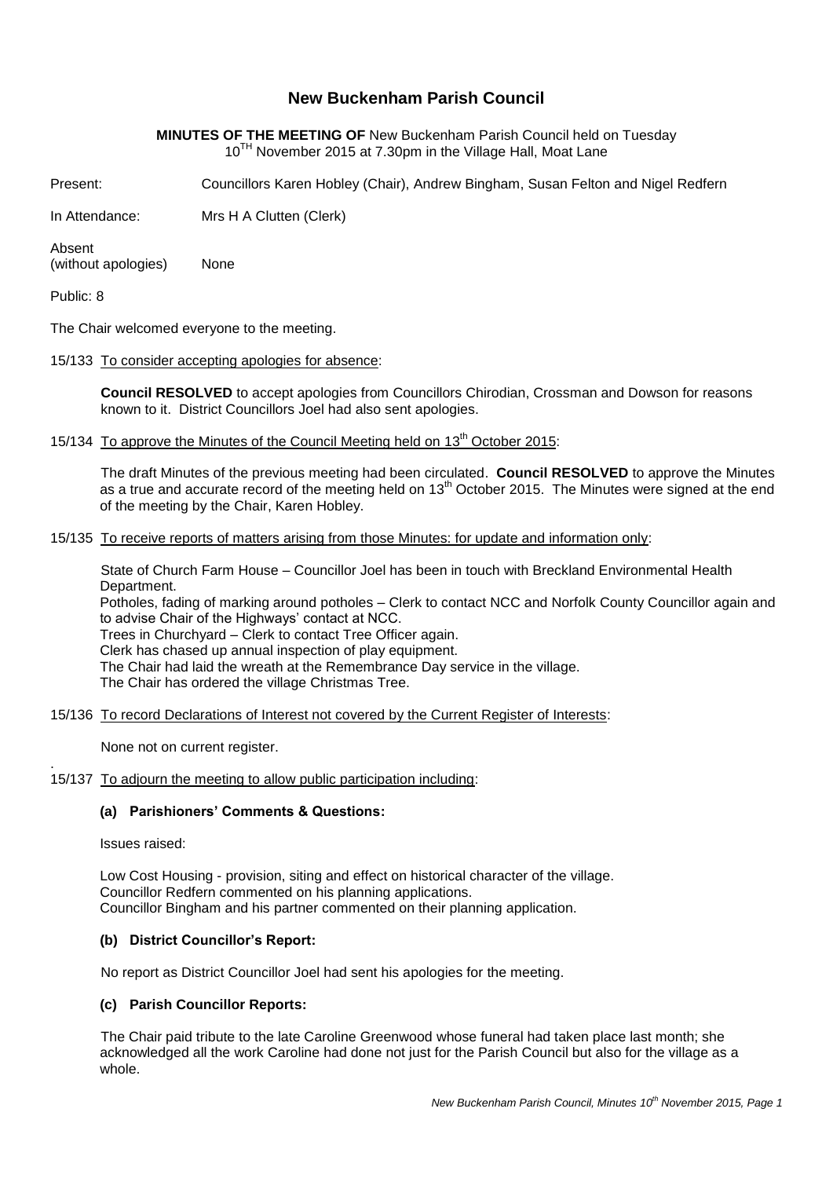# New Buckenham Parish Council

**MINUTES OF THE MEETING OF** New Buckenham Parish Council held on Tuesday 10[TH] November 2015 at 7.30pm in the Village Hall, Moat Lane

Present: Councillors Karen Hobley (Chair), Andrew Bingham, Susan Felton and Nigel Redfern

In Attendance: Mrs H A Clutten (Clerk)

Absent (without apologies) None

Public: 8

The Chair welcomed everyone to the meeting.

15/133 To consider accepting apologies for absence:

**Council RESOLVED** to accept apologies from Councillors Chirodian, Crossman and Dowson for reasons known to it. District Councillors Joel had also sent apologies.

15/134 To approve the Minutes of the Council Meeting held on 13[th] October 2015:

The draft Minutes of the previous meeting had been circulated. **Council RESOLVED** to approve the Minutes as a true and accurate record of the meeting held on 13[th] October 2015. The Minutes were signed at the end of the meeting by the Chair, Karen Hobley.

15/135 To receive reports of matters arising from those Minutes: for update and information only:

State of Church Farm House – Councillor Joel has been in touch with Breckland Environmental Health Department.
Potholes, fading of marking around potholes – Clerk to contact NCC and Norfolk County Councillor again and to advise Chair of the Highways' contact at NCC.
Trees in Churchyard – Clerk to contact Tree Officer again.
Clerk has chased up annual inspection of play equipment.
The Chair had laid the wreath at the Remembrance Day service in the village.
The Chair has ordered the village Christmas Tree.

15/136 To record Declarations of Interest not covered by the Current Register of Interests:

None not on current register.

15/137 To adjourn the meeting to allow public participation including:

**(a) Parishioners' Comments & Questions:**

Issues raised:

Low Cost Housing - provision, siting and effect on historical character of the village.
Councillor Redfern commented on his planning applications.
Councillor Bingham and his partner commented on their planning application.

**(b) District Councillor's Report:**

No report as District Councillor Joel had sent his apologies for the meeting.

**(c) Parish Councillor Reports:**

The Chair paid tribute to the late Caroline Greenwood whose funeral had taken place last month; she acknowledged all the work Caroline had done not just for the Parish Council but also for the village as a whole.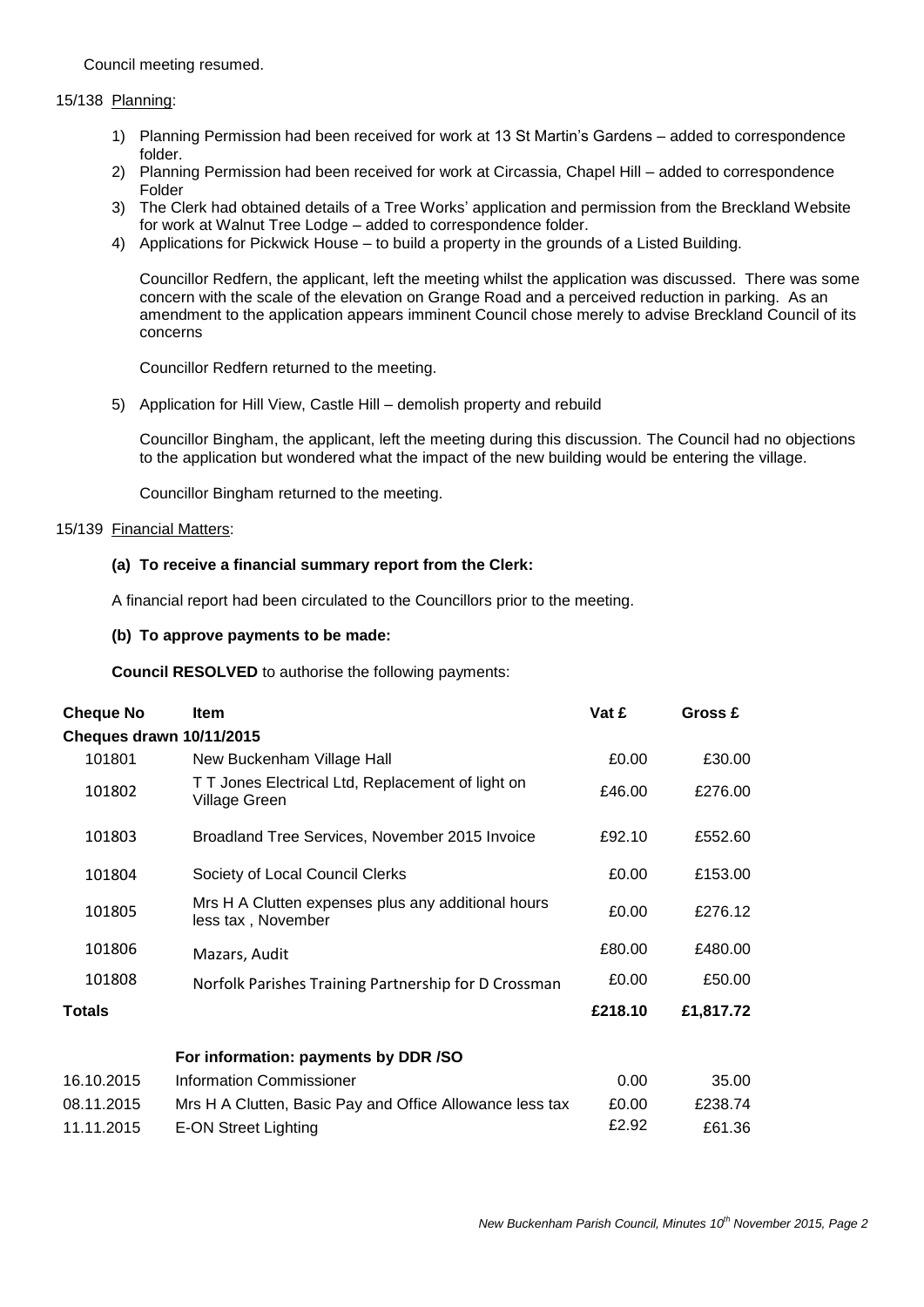Council meeting resumed.

15/138 Planning:

1) Planning Permission had been received for work at 13 St Martin's Gardens – added to correspondence folder.
2) Planning Permission had been received for work at Circassia, Chapel Hill – added to correspondence Folder
3) The Clerk had obtained details of a Tree Works' application and permission from the Breckland Website for work at Walnut Tree Lodge – added to correspondence folder.
4) Applications for Pickwick House – to build a property in the grounds of a Listed Building.

   Councillor Redfern, the applicant, left the meeting whilst the application was discussed. There was some concern with the scale of the elevation on Grange Road and a perceived reduction in parking. As an amendment to the application appears imminent Council chose merely to advise Breckland Council of its concerns

   Councillor Redfern returned to the meeting.

5) Application for Hill View, Castle Hill – demolish property and rebuild

   Councillor Bingham, the applicant, left the meeting during this discussion. The Council had no objections to the application but wondered what the impact of the new building would be entering the village.

   Councillor Bingham returned to the meeting.

15/139 Financial Matters:

**(a) To receive a financial summary report from the Clerk:**

A financial report had been circulated to the Councillors prior to the meeting.

**(b) To approve payments to be made:**

**Council RESOLVED** to authorise the following payments:

| Cheque No | Item | Vat £ | Gross £ |
|---|---|---|---|
| **Cheques drawn 10/11/2015** | | | |
| 101801 | New Buckenham Village Hall | £0.00 | £30.00 |
| 101802 | T T Jones Electrical Ltd, Replacement of light on Village Green | £46.00 | £276.00 |
| 101803 | Broadland Tree Services, November 2015 Invoice | £92.10 | £552.60 |
| 101804 | Society of Local Council Clerks | £0.00 | £153.00 |
| 101805 | Mrs H A Clutten expenses plus any additional hours less tax , November | £0.00 | £276.12 |
| 101806 | Mazars, Audit | £80.00 | £480.00 |
| 101808 | Norfolk Parishes Training Partnership for D Crossman | £0.00 | £50.00 |
| **Totals** | | **£218.10** | **£1,817.72** |
| | **For information: payments by DDR /SO** | | |
| 16.10.2015 | Information Commissioner | 0.00 | 35.00 |
| 08.11.2015 | Mrs H A Clutten, Basic Pay and Office Allowance less tax | £0.00 | £238.74 |
| 11.11.2015 | E-ON Street Lighting | £2.92 | £61.36 |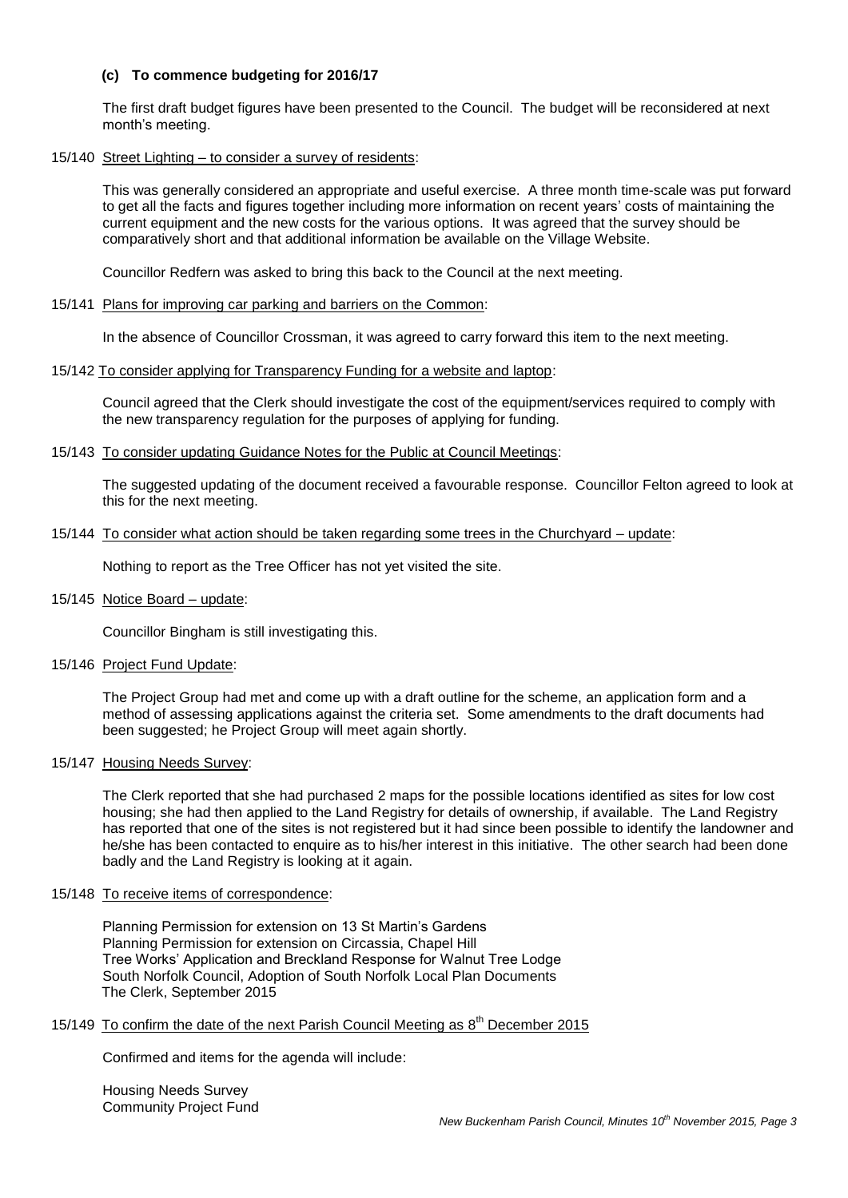**(c) To commence budgeting for 2016/17**

The first draft budget figures have been presented to the Council. The budget will be reconsidered at next month's meeting.

15/140 Street Lighting – to consider a survey of residents:

This was generally considered an appropriate and useful exercise. A three month time-scale was put forward to get all the facts and figures together including more information on recent years' costs of maintaining the current equipment and the new costs for the various options. It was agreed that the survey should be comparatively short and that additional information be available on the Village Website.

Councillor Redfern was asked to bring this back to the Council at the next meeting.

15/141 Plans for improving car parking and barriers on the Common:

In the absence of Councillor Crossman, it was agreed to carry forward this item to the next meeting.

15/142 To consider applying for Transparency Funding for a website and laptop:

Council agreed that the Clerk should investigate the cost of the equipment/services required to comply with the new transparency regulation for the purposes of applying for funding.

15/143 To consider updating Guidance Notes for the Public at Council Meetings:

The suggested updating of the document received a favourable response. Councillor Felton agreed to look at this for the next meeting.

15/144 To consider what action should be taken regarding some trees in the Churchyard – update:

Nothing to report as the Tree Officer has not yet visited the site.

15/145 Notice Board – update:

Councillor Bingham is still investigating this.

15/146 Project Fund Update:

The Project Group had met and come up with a draft outline for the scheme, an application form and a method of assessing applications against the criteria set. Some amendments to the draft documents had been suggested; he Project Group will meet again shortly.

15/147 Housing Needs Survey:

The Clerk reported that she had purchased 2 maps for the possible locations identified as sites for low cost housing; she had then applied to the Land Registry for details of ownership, if available. The Land Registry has reported that one of the sites is not registered but it had since been possible to identify the landowner and he/she has been contacted to enquire as to his/her interest in this initiative. The other search had been done badly and the Land Registry is looking at it again.

15/148 To receive items of correspondence:

Planning Permission for extension on 13 St Martin's Gardens
Planning Permission for extension on Circassia, Chapel Hill
Tree Works' Application and Breckland Response for Walnut Tree Lodge
South Norfolk Council, Adoption of South Norfolk Local Plan Documents
The Clerk, September 2015

15/149 To confirm the date of the next Parish Council Meeting as 8th December 2015

Confirmed and items for the agenda will include:

Housing Needs Survey
Community Project Fund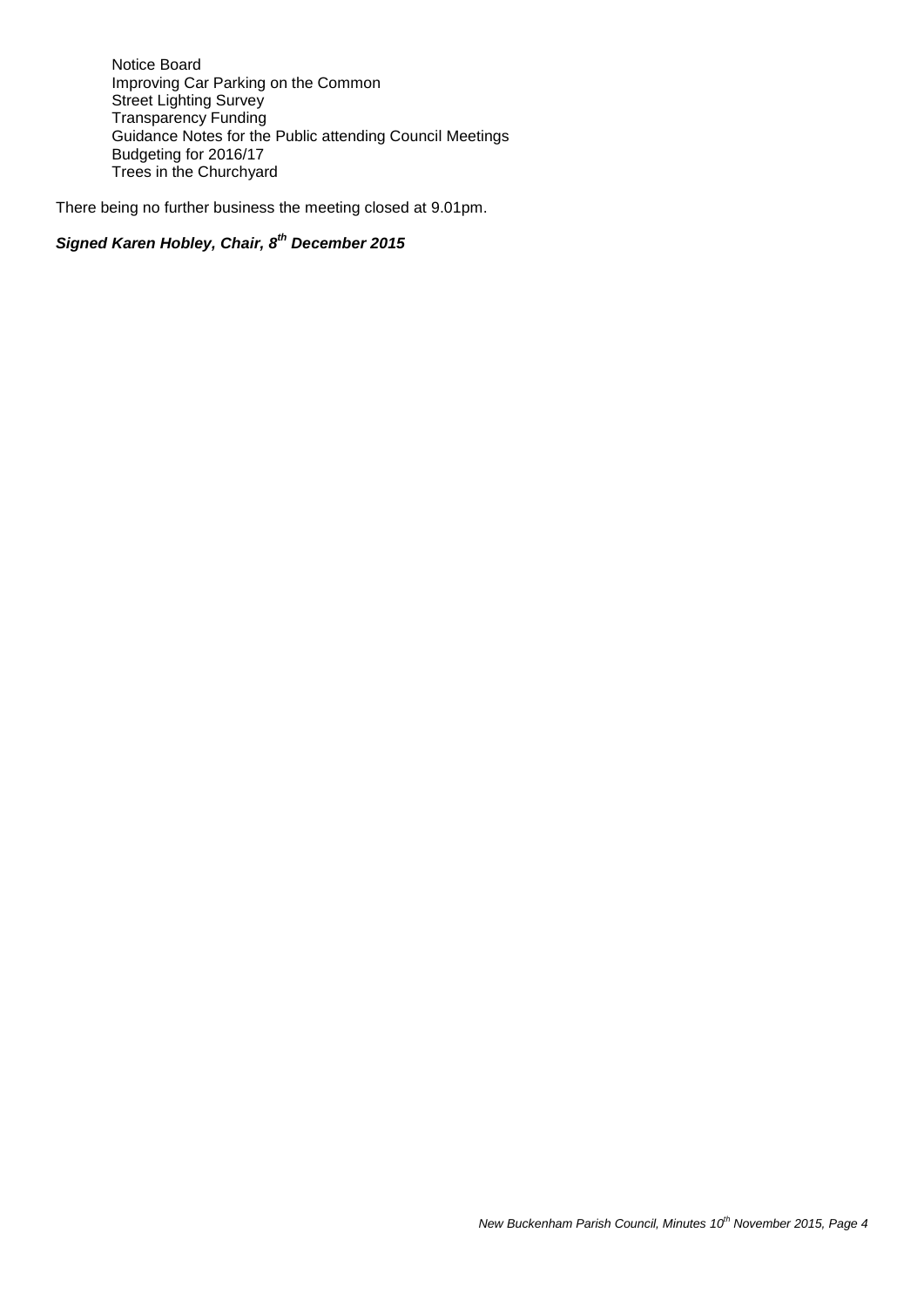Notice Board
Improving Car Parking on the Common
Street Lighting Survey
Transparency Funding
Guidance Notes for the Public attending Council Meetings
Budgeting for 2016/17
Trees in the Churchyard

There being no further business the meeting closed at 9.01pm.

***Signed Karen Hobley, Chair, 8th December 2015***